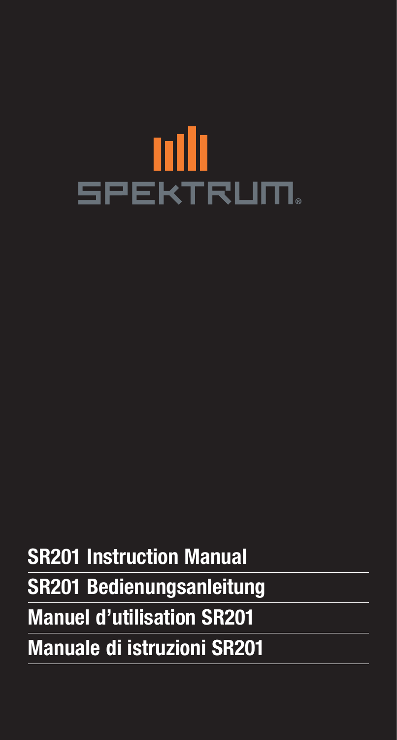SPEKTRUM®

**SR201 Instruction Manual**

**SR201 Bedienungsanleitung**

**Manuel d'utilisation SR201**

**Manuale di istruzioni SR201**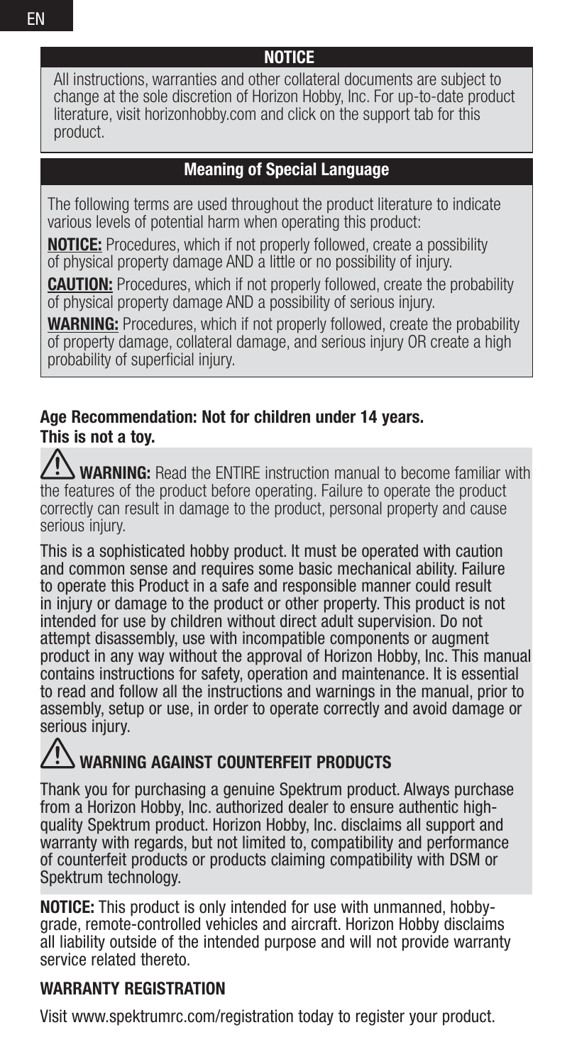## NOTICE

All instructions, warranties and other collateral documents are subject to change at the sole discretion of Horizon Hobby, Inc. For up-to-date product literature, visit horizonhobby.com and click on the support tab for this product.

## Meaning of Special Language

The following terms are used throughout the product literature to indicate various levels of potential harm when operating this product:

**NOTICE:** Procedures, which if not properly followed, create a possibility of physical property damage AND a little or no possibility of injury.

**CAUTION:** Procedures, which if not properly followed, create the probability of physical property damage AND a possibility of serious injury.

**WARNING:** Procedures, which if not properly followed, create the probability of property damage, collateral damage, and serious injury OR create a high probability of superficial injury.

**Age Recommendation: Not for children under 14 years.**
**This is not a toy.**

**WARNING:** Read the ENTIRE instruction manual to become familiar with the features of the product before operating. Failure to operate the product correctly can result in damage to the product, personal property and cause serious injury.

This is a sophisticated hobby product. It must be operated with caution and common sense and requires some basic mechanical ability. Failure to operate this Product in a safe and responsible manner could result in injury or damage to the product or other property. This product is not intended for use by children without direct adult supervision. Do not attempt disassembly, use with incompatible components or augment product in any way without the approval of Horizon Hobby, Inc. This manual contains instructions for safety, operation and maintenance. It is essential to read and follow all the instructions and warnings in the manual, prior to assembly, setup or use, in order to operate correctly and avoid damage or serious injury.

## WARNING AGAINST COUNTERFEIT PRODUCTS

Thank you for purchasing a genuine Spektrum product. Always purchase from a Horizon Hobby, Inc. authorized dealer to ensure authentic high-quality Spektrum product. Horizon Hobby, Inc. disclaims all support and warranty with regards, but not limited to, compatibility and performance of counterfeit products or products claiming compatibility with DSM or Spektrum technology.

**NOTICE:** This product is only intended for use with unmanned, hobby-grade, remote-controlled vehicles and aircraft. Horizon Hobby disclaims all liability outside of the intended purpose and will not provide warranty service related thereto.

### WARRANTY REGISTRATION

Visit www.spektrumrc.com/registration today to register your product.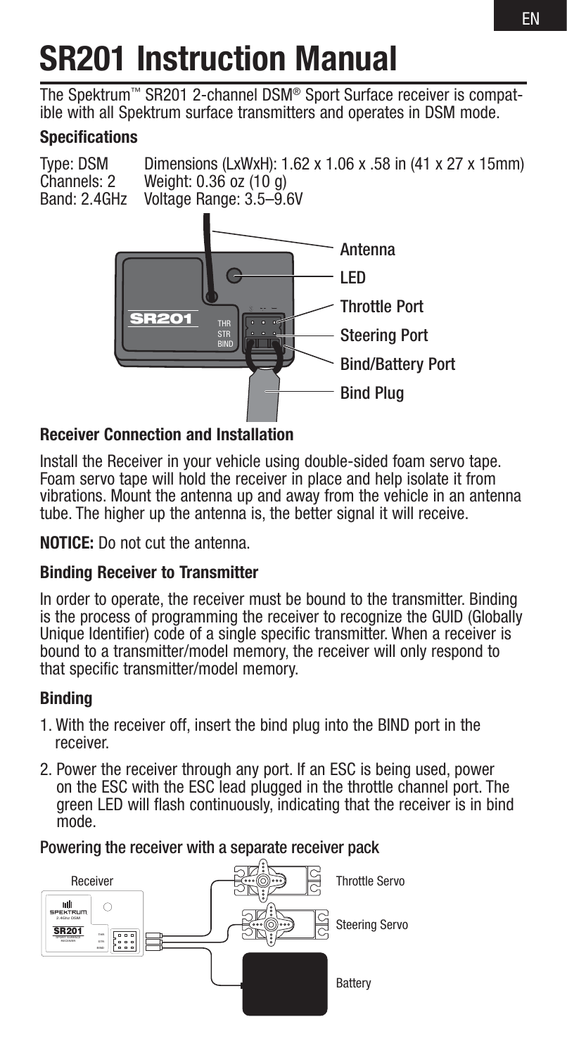# SR201 Instruction Manual

The Spektrum™ SR201 2-channel DSM® Sport Surface receiver is compatible with all Spektrum surface transmitters and operates in DSM mode.

### Specifications

Type: DSM
Channels: 2
Band: 2.4GHz
Dimensions (LxWxH): 1.62 x 1.06 x .58 in (41 x 27 x 15mm)
Weight: 0.36 oz (10 g)
Voltage Range: 3.5–9.6V

Antenna
LED
Throttle Port
Steering Port
Bind/Battery Port
Bind Plug

### Receiver Connection and Installation

Install the Receiver in your vehicle using double-sided foam servo tape. Foam servo tape will hold the receiver in place and help isolate it from vibrations. Mount the antenna up and away from the vehicle in an antenna tube. The higher up the antenna is, the better signal it will receive.

**NOTICE:** Do not cut the antenna.

### Binding Receiver to Transmitter

In order to operate, the receiver must be bound to the transmitter. Binding is the process of programming the receiver to recognize the GUID (Globally Unique Identifier) code of a single specific transmitter. When a receiver is bound to a transmitter/model memory, the receiver will only respond to that specific transmitter/model memory.

### Binding

1. With the receiver off, insert the bind plug into the BIND port in the receiver.
2. Power the receiver through any port. If an ESC is being used, power on the ESC with the ESC lead plugged in the throttle channel port. The green LED will flash continuously, indicating that the receiver is in bind mode.

#### Powering the receiver with a separate receiver pack

Receiver
Throttle Servo
Steering Servo
Battery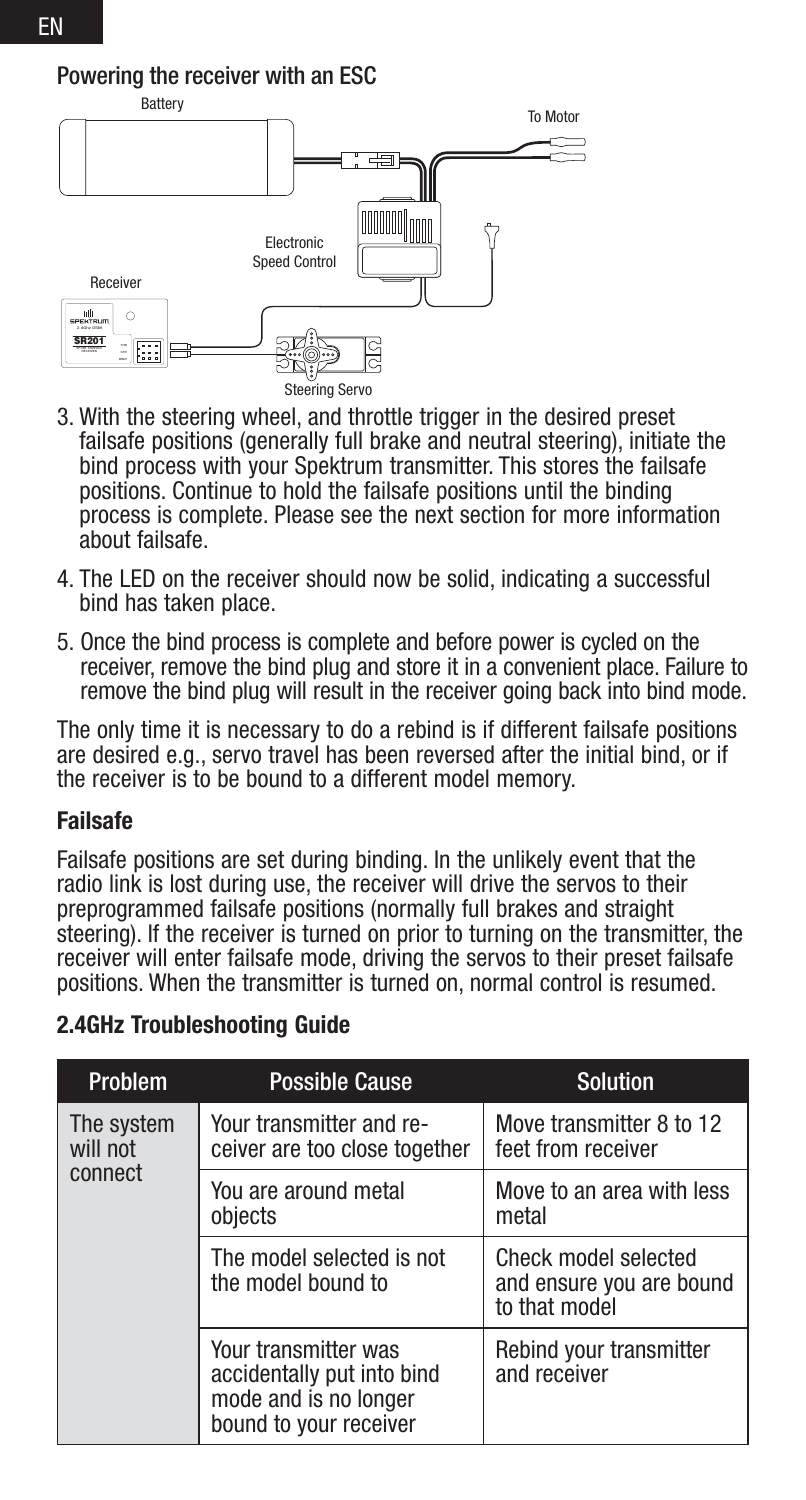## Powering the receiver with an ESC

Battery

To Motor

Electronic Speed Control

Receiver

Steering Servo

3. With the steering wheel, and throttle trigger in the desired preset failsafe positions (generally full brake and neutral steering), initiate the bind process with your Spektrum transmitter. This stores the failsafe positions. Continue to hold the failsafe positions until the binding process is complete. Please see the next section for more information about failsafe.
4. The LED on the receiver should now be solid, indicating a successful bind has taken place.
5. Once the bind process is complete and before power is cycled on the receiver, remove the bind plug and store it in a convenient place. Failure to remove the bind plug will result in the receiver going back into bind mode.

The only time it is necessary to do a rebind is if different failsafe positions are desired e.g., servo travel has been reversed after the initial bind, or if the receiver is to be bound to a different model memory.

### Failsafe

Failsafe positions are set during binding. In the unlikely event that the radio link is lost during use, the receiver will drive the servos to their preprogrammed failsafe positions (normally full brakes and straight steering). If the receiver is turned on prior to turning on the transmitter, the receiver will enter failsafe mode, driving the servos to their preset failsafe positions. When the transmitter is turned on, normal control is resumed.

### 2.4GHz Troubleshooting Guide

| Problem | Possible Cause | Solution |
| --- | --- | --- |
| The system will not connect | Your transmitter and receiver are too close together | Move transmitter 8 to 12 feet from receiver |
| | You are around metal objects | Move to an area with less metal |
| | The model selected is not the model bound to | Check model selected and ensure you are bound to that model |
| | Your transmitter was accidentally put into bind mode and is no longer bound to your receiver | Rebind your transmitter and receiver |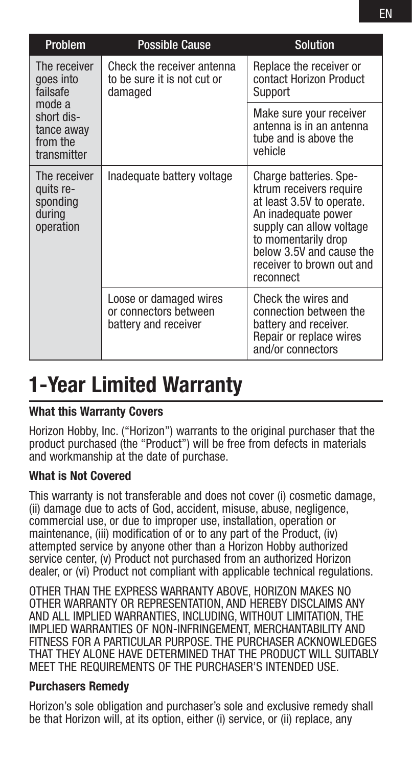| Problem | Possible Cause | Solution |
| --- | --- | --- |
| The receiver goes into failsafe mode a short distance away from the transmitter | Check the receiver antenna to be sure it is not cut or damaged | Replace the receiver or contact Horizon Product Support |
| | | Make sure your receiver antenna is in an antenna tube and is above the vehicle |
| The receiver quits responding during operation | Inadequate battery voltage | Charge batteries. Spektrum receivers require at least 3.5V to operate. An inadequate power supply can allow voltage to momentarily drop below 3.5V and cause the receiver to brown out and reconnect |
| | Loose or damaged wires or connectors between battery and receiver | Check the wires and connection between the battery and receiver. Repair or replace wires and/or connectors |

# 1-Year Limited Warranty

### What this Warranty Covers

Horizon Hobby, Inc. ("Horizon") warrants to the original purchaser that the product purchased (the "Product") will be free from defects in materials and workmanship at the date of purchase.

### What is Not Covered

This warranty is not transferable and does not cover (i) cosmetic damage, (ii) damage due to acts of God, accident, misuse, abuse, negligence, commercial use, or due to improper use, installation, operation or maintenance, (iii) modification of or to any part of the Product, (iv) attempted service by anyone other than a Horizon Hobby authorized service center, (v) Product not purchased from an authorized Horizon dealer, or (vi) Product not compliant with applicable technical regulations.

OTHER THAN THE EXPRESS WARRANTY ABOVE, HORIZON MAKES NO OTHER WARRANTY OR REPRESENTATION, AND HEREBY DISCLAIMS ANY AND ALL IMPLIED WARRANTIES, INCLUDING, WITHOUT LIMITATION, THE IMPLIED WARRANTIES OF NON-INFRINGEMENT, MERCHANTABILITY AND FITNESS FOR A PARTICULAR PURPOSE. THE PURCHASER ACKNOWLEDGES THAT THEY ALONE HAVE DETERMINED THAT THE PRODUCT WILL SUITABLY MEET THE REQUIREMENTS OF THE PURCHASER'S INTENDED USE.

### Purchasers Remedy

Horizon's sole obligation and purchaser's sole and exclusive remedy shall be that Horizon will, at its option, either (i) service, or (ii) replace, any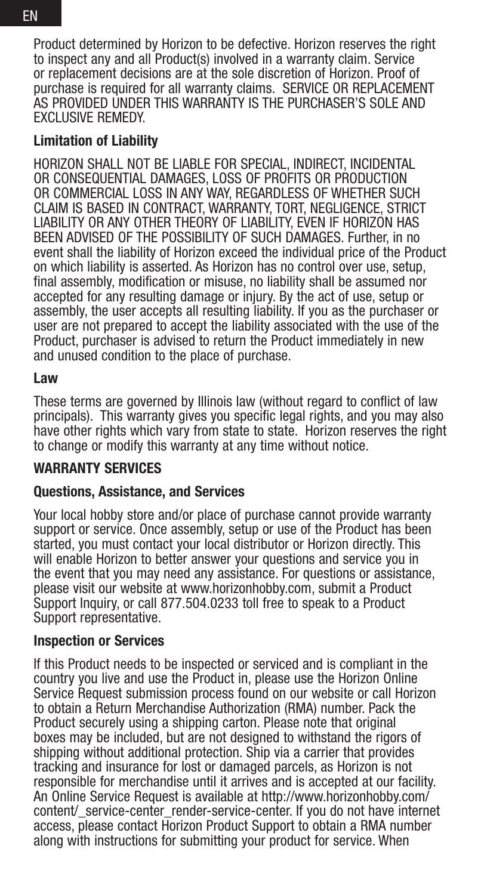Product determined by Horizon to be defective. Horizon reserves the right to inspect any and all Product(s) involved in a warranty claim. Service or replacement decisions are at the sole discretion of Horizon. Proof of purchase is required for all warranty claims. SERVICE OR REPLACEMENT AS PROVIDED UNDER THIS WARRANTY IS THE PURCHASER'S SOLE AND EXCLUSIVE REMEDY.

### Limitation of Liability

HORIZON SHALL NOT BE LIABLE FOR SPECIAL, INDIRECT, INCIDENTAL OR CONSEQUENTIAL DAMAGES, LOSS OF PROFITS OR PRODUCTION OR COMMERCIAL LOSS IN ANY WAY, REGARDLESS OF WHETHER SUCH CLAIM IS BASED IN CONTRACT, WARRANTY, TORT, NEGLIGENCE, STRICT LIABILITY OR ANY OTHER THEORY OF LIABILITY, EVEN IF HORIZON HAS BEEN ADVISED OF THE POSSIBILITY OF SUCH DAMAGES. Further, in no event shall the liability of Horizon exceed the individual price of the Product on which liability is asserted. As Horizon has no control over use, setup, final assembly, modification or misuse, no liability shall be assumed nor accepted for any resulting damage or injury. By the act of use, setup or assembly, the user accepts all resulting liability. If you as the purchaser or user are not prepared to accept the liability associated with the use of the Product, purchaser is advised to return the Product immediately in new and unused condition to the place of purchase.

### Law

These terms are governed by Illinois law (without regard to conflict of law principals). This warranty gives you specific legal rights, and you may also have other rights which vary from state to state. Horizon reserves the right to change or modify this warranty at any time without notice.

## WARRANTY SERVICES

### Questions, Assistance, and Services

Your local hobby store and/or place of purchase cannot provide warranty support or service. Once assembly, setup or use of the Product has been started, you must contact your local distributor or Horizon directly. This will enable Horizon to better answer your questions and service you in the event that you may need any assistance. For questions or assistance, please visit our website at www.horizonhobby.com, submit a Product Support Inquiry, or call 877.504.0233 toll free to speak to a Product Support representative.

### Inspection or Services

If this Product needs to be inspected or serviced and is compliant in the country you live and use the Product in, please use the Horizon Online Service Request submission process found on our website or call Horizon to obtain a Return Merchandise Authorization (RMA) number. Pack the Product securely using a shipping carton. Please note that original boxes may be included, but are not designed to withstand the rigors of shipping without additional protection. Ship via a carrier that provides tracking and insurance for lost or damaged parcels, as Horizon is not responsible for merchandise until it arrives and is accepted at our facility. An Online Service Request is available at http://www.horizonhobby.com/content/_service-center_render-service-center. If you do not have internet access, please contact Horizon Product Support to obtain a RMA number along with instructions for submitting your product for service. When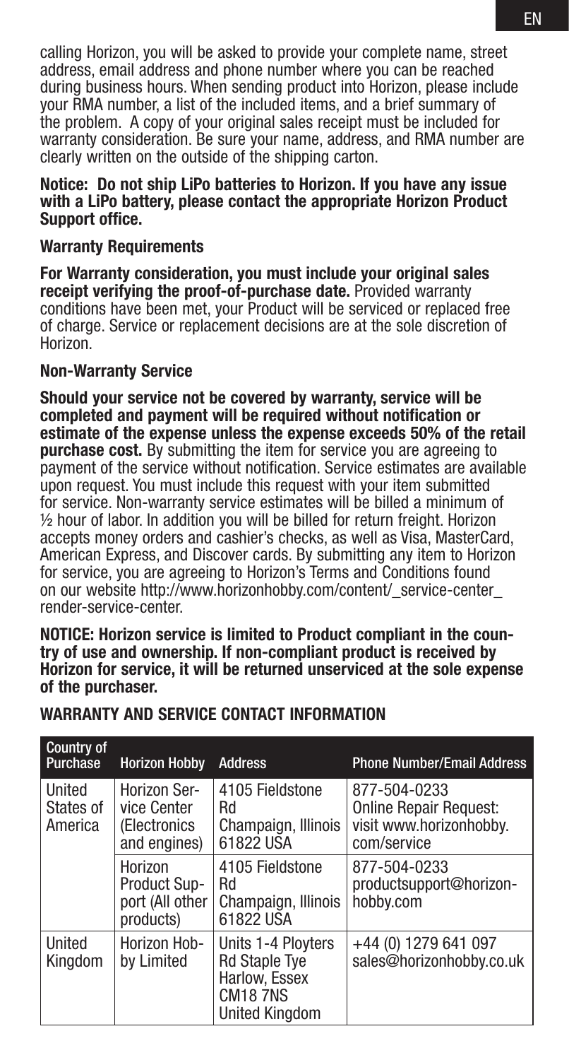calling Horizon, you will be asked to provide your complete name, street address, email address and phone number where you can be reached during business hours. When sending product into Horizon, please include your RMA number, a list of the included items, and a brief summary of the problem. A copy of your original sales receipt must be included for warranty consideration. Be sure your name, address, and RMA number are clearly written on the outside of the shipping carton.

**Notice: Do not ship LiPo batteries to Horizon. If you have any issue with a LiPo battery, please contact the appropriate Horizon Product Support office.**

**Warranty Requirements**

**For Warranty consideration, you must include your original sales receipt verifying the proof-of-purchase date.** Provided warranty conditions have been met, your Product will be serviced or replaced free of charge. Service or replacement decisions are at the sole discretion of Horizon.

**Non-Warranty Service**

**Should your service not be covered by warranty, service will be completed and payment will be required without notification or estimate of the expense unless the expense exceeds 50% of the retail purchase cost.** By submitting the item for service you are agreeing to payment of the service without notification. Service estimates are available upon request. You must include this request with your item submitted for service. Non-warranty service estimates will be billed a minimum of ½ hour of labor. In addition you will be billed for return freight. Horizon accepts money orders and cashier's checks, as well as Visa, MasterCard, American Express, and Discover cards. By submitting any item to Horizon for service, you are agreeing to Horizon's Terms and Conditions found on our website http://www.horizonhobby.com/content/_service-center_render-service-center.

**NOTICE: Horizon service is limited to Product compliant in the country of use and ownership. If non-compliant product is received by Horizon for service, it will be returned unserviced at the sole expense of the purchaser.**

## WARRANTY AND SERVICE CONTACT INFORMATION

| Country of Purchase | Horizon Hobby | Address | Phone Number/Email Address |
|---|---|---|---|
| United States of America | Horizon Service Center (Electronics and engines) | 4105 Fieldstone Rd Champaign, Illinois 61822 USA | 877-504-0233 Online Repair Request: visit www.horizonhobby.com/service |
| | Horizon Product Support (All other products) | 4105 Fieldstone Rd Champaign, Illinois 61822 USA | 877-504-0233 productsupport@horizonhobby.com |
| United Kingdom | Horizon Hobby Limited | Units 1-4 Ployters Rd Staple Tye Harlow, Essex CM18 7NS United Kingdom | +44 (0) 1279 641 097 sales@horizonhobby.co.uk |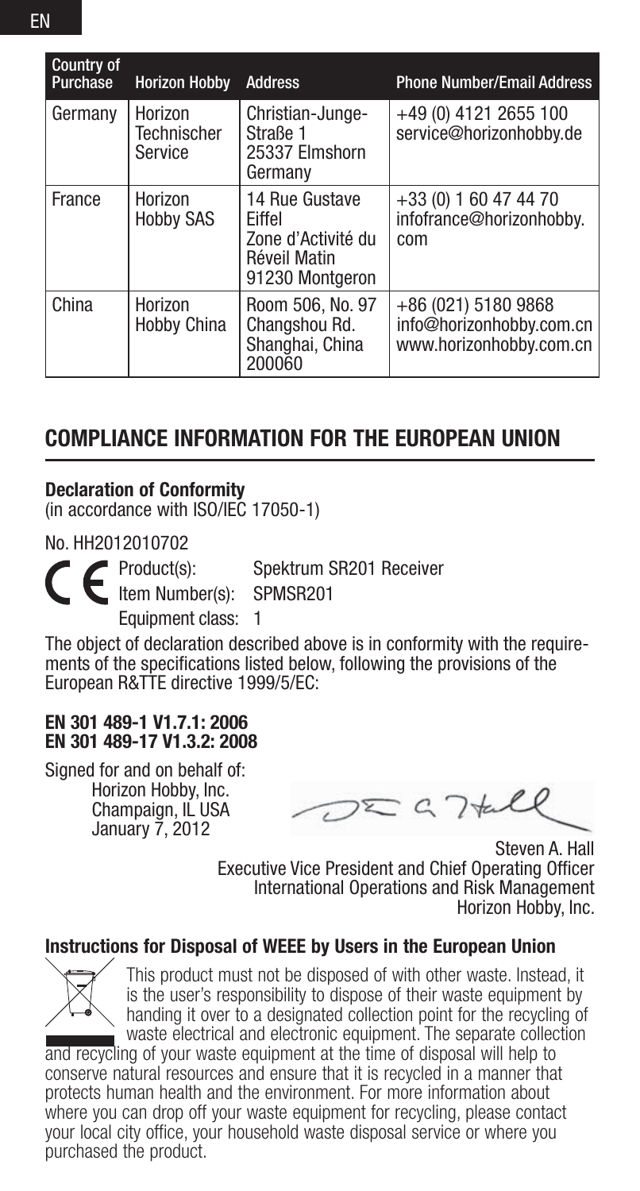| Country of Purchase | Horizon Hobby | Address | Phone Number/Email Address |
| --- | --- | --- | --- |
| Germany | Horizon Technischer Service | Christian-Junge-Straße 1 25337 Elmshorn Germany | +49 (0) 4121 2655 100 service@horizonhobby.de |
| France | Horizon Hobby SAS | 14 Rue Gustave Eiffel Zone d'Activité du Réveil Matin 91230 Montgeron | +33 (0) 1 60 47 44 70 infofrance@horizonhobby.com |
| China | Horizon Hobby China | Room 506, No. 97 Changshou Rd. Shanghai, China 200060 | +86 (021) 5180 9868 info@horizonhobby.com.cn www.horizonhobby.com.cn |

## COMPLIANCE INFORMATION FOR THE EUROPEAN UNION

**Declaration of Conformity**
(in accordance with ISO/IEC 17050-1)

No. HH2012010702

Product(s): Spektrum SR201 Receiver
Item Number(s): SPMSR201
Equipment class: 1

The object of declaration described above is in conformity with the requirements of the specifications listed below, following the provisions of the European R&TTE directive 1999/5/EC:

**EN 301 489-1 V1.7.1: 2006**
**EN 301 489-17 V1.3.2: 2008**

Signed for and on behalf of:
Horizon Hobby, Inc.
Champaign, IL USA
January 7, 2012

Steven A. Hall
Executive Vice President and Chief Operating Officer
International Operations and Risk Management
Horizon Hobby, Inc.

### Instructions for Disposal of WEEE by Users in the European Union

This product must not be disposed of with other waste. Instead, it is the user's responsibility to dispose of their waste equipment by handing it over to a designated collection point for the recycling of waste electrical and electronic equipment. The separate collection and recycling of your waste equipment at the time of disposal will help to conserve natural resources and ensure that it is recycled in a manner that protects human health and the environment. For more information about where you can drop off your waste equipment for recycling, please contact your local city office, your household waste disposal service or where you purchased the product.